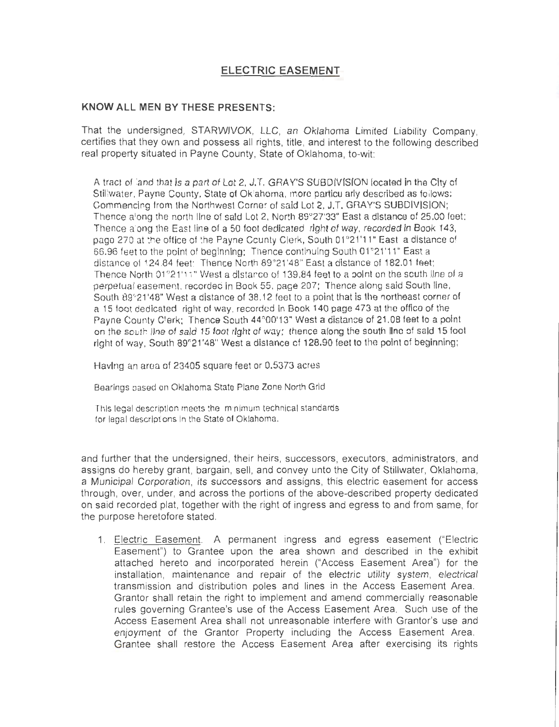## ELECTRIC EASEMENT

**KNOW ALL MEN BY THESE PRESENTS:**

That the undersigned, STARWIVOK, LLC, an Oklahoma Limited Liability Company, certifies that they own and possess all rights, title, and interest to the following described real property situated in Payne County, State of Oklahoma, to-wit:

> A tract of land that is a part of Lot 2, J.T. GRAY'S SUBDIVISION located in the City of Stillwater, Payne County, State of Oklahoma, more particularly described as follows: Commencing from the Northwest Corner of said Lot 2, J.T. GRAY'S SUBDIVISION; Thence along the north line of said Lot 2, North 89°27'33" East a distance of 25.00 feet; Thence along the East line of a 50 foot dedicated right of way, recorded in Book 143, page 270 at the office of the Payne County Clerk, South 01°21'11" East a distance of 66.96 feet to the point of beginning; Thence continuing South 01°21'11" East a distance of 124.84 feet; Thence North 89°21'48" East a distance of 182.01 feet; Thence North 01°21'11" West a distance of 139.84 feet to a point on the south line of a perpetual easement, recorded in Book 55, page 207; Thence along said South line, South 89°21'48" West a distance of 38.12 feet to a point that is the northeast corner of a 15 foot dedicated right of way, recorded in Book 140 page 473 at the office of the Payne County Clerk; Thence South 44°00'13" West a distance of 21.08 feet to a point on the south line of said 15 foot right of way; thence along the south line of said 15 foot right of way, South 89°21'48" West a distance of 128.90 feet to the point of beginning;
>
> Having an area of 23405 square feet or 0.5373 acres
>
> Bearings based on Oklahoma State Plane Zone North Grid
>
> This legal description meets the minimum technical standards for legal descriptions in the State of Oklahoma.

and further that the undersigned, their heirs, successors, executors, administrators, and assigns do hereby grant, bargain, sell, and convey unto the City of Stillwater, Oklahoma, a Municipal Corporation, its successors and assigns, this electric easement for access through, over, under, and across the portions of the above-described property dedicated on said recorded plat, together with the right of ingress and egress to and from same, for the purpose heretofore stated.

1. Electric Easement. A permanent ingress and egress easement ("Electric Easement") to Grantee upon the area shown and described in the exhibit attached hereto and incorporated herein ("Access Easement Area") for the installation, maintenance and repair of the electric utility system, electrical transmission and distribution poles and lines in the Access Easement Area. Grantor shall retain the right to implement and amend commercially reasonable rules governing Grantee's use of the Access Easement Area. Such use of the Access Easement Area shall not unreasonable interfere with Grantor's use and enjoyment of the Grantor Property including the Access Easement Area. Grantee shall restore the Access Easement Area after exercising its rights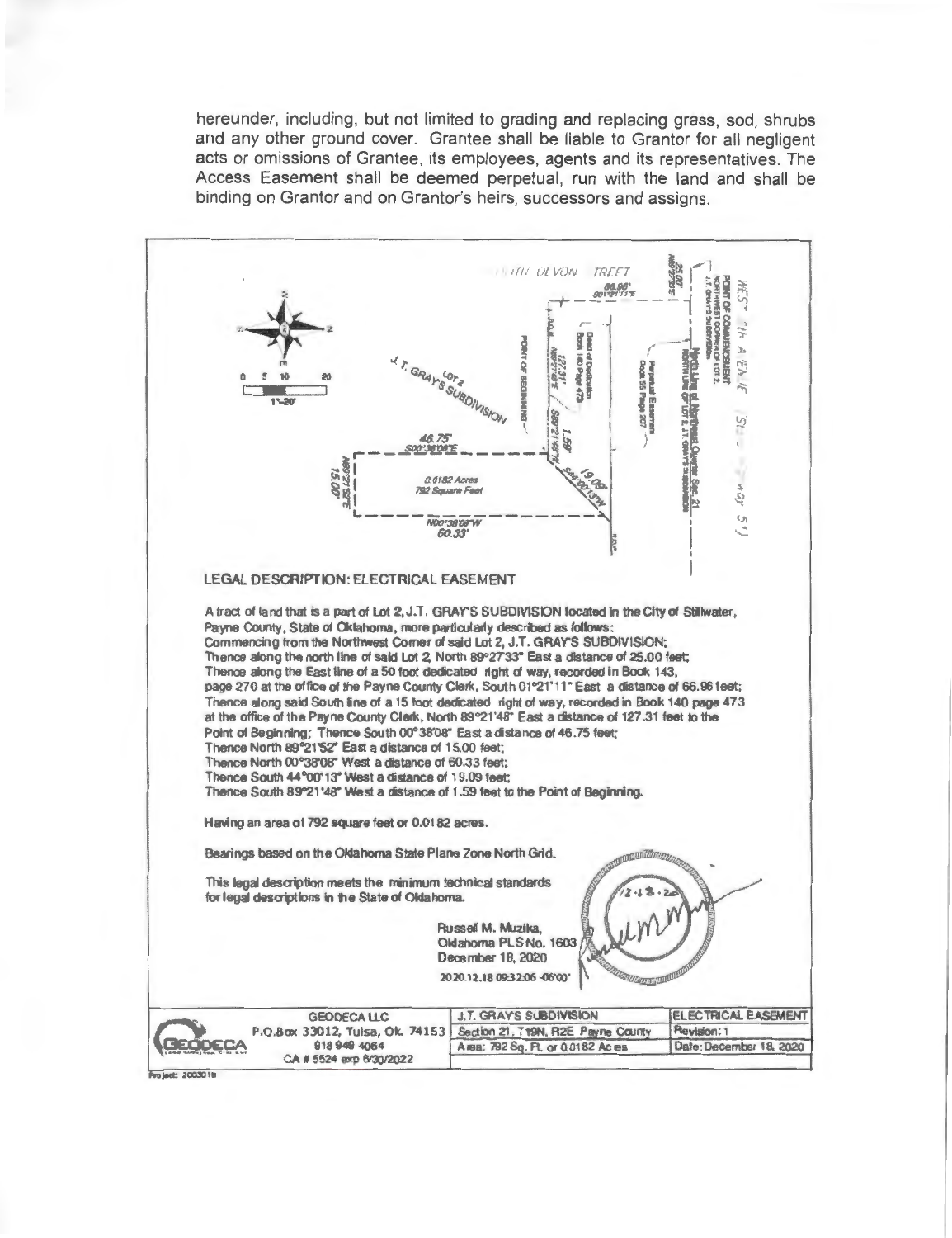hereunder, including, but not limited to grading and replacing grass, sod, shrubs and any other ground cover. Grantee shall be liable to Grantor for all negligent acts or omissions of Grantee, its employees, agents and its representatives. The Access Easement shall be deemed perpetual, run with the land and shall be binding on Grantor and on Grantor's heirs, successors and assigns.

## LEGAL DESCRIPTION: ELECTRICAL EASEMENT

A tract of land that is a part of Lot 2, J.T. GRAY'S SUBDIVISION located in the City of Stillwater, Payne County, State of Oklahoma, more particularly described as follows:
Commencing from the Northwest Corner of said Lot 2, J.T. GRAY'S SUBDIVISION;
Thence along the north line of said Lot 2, North 89°27'33" East a distance of 25.00 feet;
Thence along the East line of a 50 foot dedicated right of way, recorded in Book 143, page 270 at the office of the Payne County Clerk, South 01°21'11" East a distance of 66.96 feet;
Thence along said South line of a 15 foot dedicated right of way, recorded in Book 140 page 473 at the office of the Payne County Clerk, North 89°21'48" East a distance of 127.31 feet to the Point of Beginning; Thence South 00°38'08" East a distance of 46.75 feet;
Thence North 89°21'52" East a distance of 15.00 feet;
Thence North 00°38'08" West a distance of 60.33 feet;
Thence South 44°00'13" West a distance of 19.09 feet;
Thence South 89°21'48" West a distance of 1.59 feet to the Point of Beginning.

Having an area of 792 square feet or 0.0182 acres.

Bearings based on the Oklahoma State Plane Zone North Grid.

This legal description meets the minimum technical standards for legal descriptions in the State of Oklahoma.

Russell M. Muzika,
Oklahoma PLS No. 1603
December 18, 2020
2020.12.18 09:32:06 -06'00'

| GEODECA LLC P.O.Box 33012, Tulsa, Ok. 74153 918 949 4064 CA # 5524 exp 6/30/2022 | J.T. GRAY'S SUBDIVISION | ELECTRICAL EASEMENT |
|---|---|---|
| | Section 21, T19N, R2E Payne County | Revision: 1 |
| | Area: 792 Sq. Ft. or 0.0182 Acres | Date: December 18, 2020 |

Project: 200301B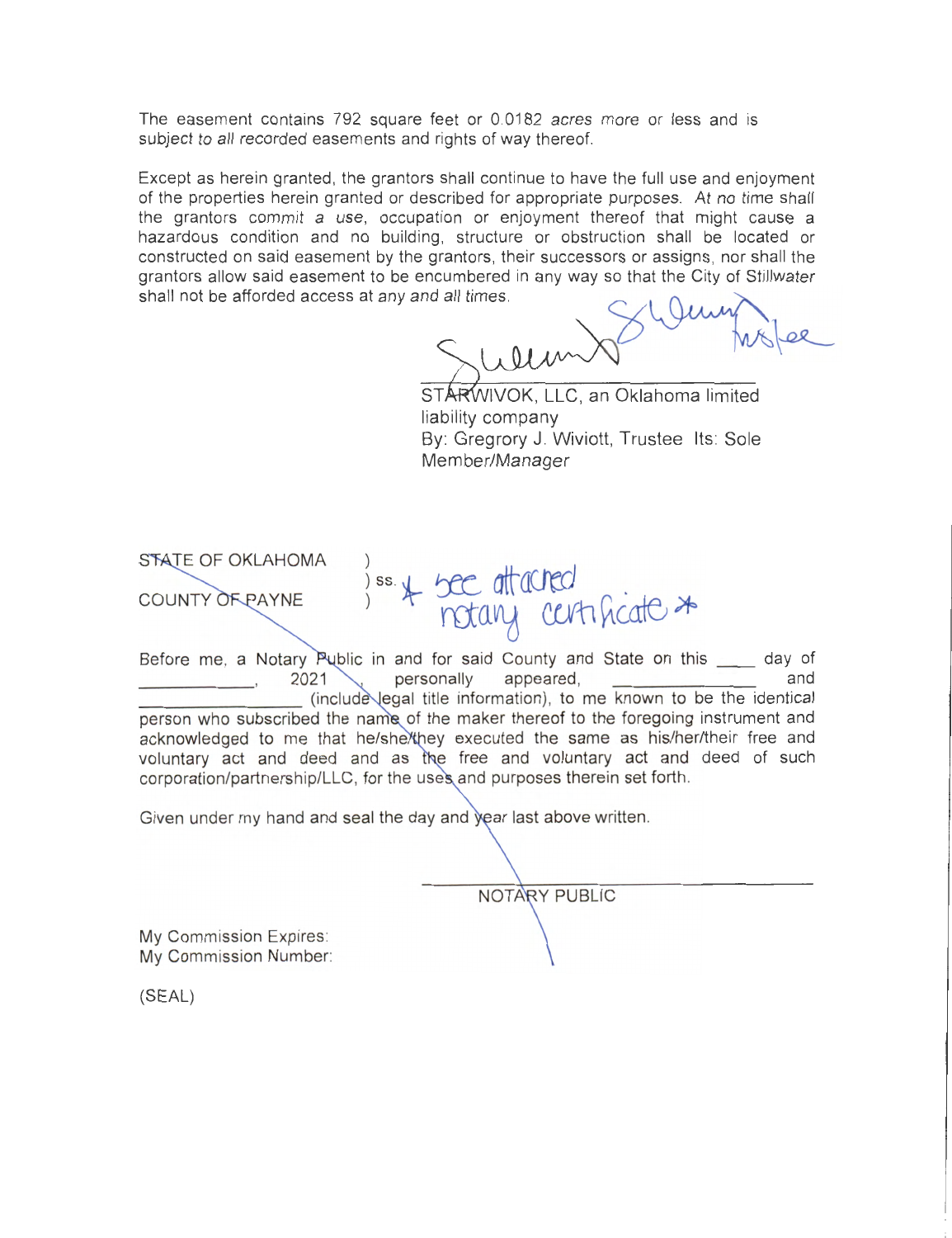The easement contains 792 square feet or 0.0182 acres more or less and is subject to all recorded easements and rights of way thereof.

Except as herein granted, the grantors shall continue to have the full use and enjoyment of the properties herein granted or described for appropriate purposes. At no time shall the grantors commit a use, occupation or enjoyment thereof that might cause a hazardous condition and no building, structure or obstruction shall be located or constructed on said easement by the grantors, their successors or assigns, nor shall the grantors allow said easement to be encumbered in any way so that the City of Stillwater shall not be afforded access at any and all times.

STARWIVOK, LLC, an Oklahoma limited liability company
By: Gregrory J. Wiviott, Trustee Its: Sole Member/Manager

STATE OF OKLAHOMA )
) ss. * see attached notary certificate *
COUNTY OF PAYNE )

Before me, a Notary Public in and for said County and State on this ____ day of ____________, 2021, personally appeared, ______________ and ________________ (include legal title information), to me known to be the identical person who subscribed the name of the maker thereof to the foregoing instrument and acknowledged to me that he/she/they executed the same as his/her/their free and voluntary act and deed and as the free and voluntary act and deed of such corporation/partnership/LLC, for the uses and purposes therein set forth.

Given under my hand and seal the day and year last above written.

______________________________
NOTARY PUBLIC

My Commission Expires:
My Commission Number:

(SEAL)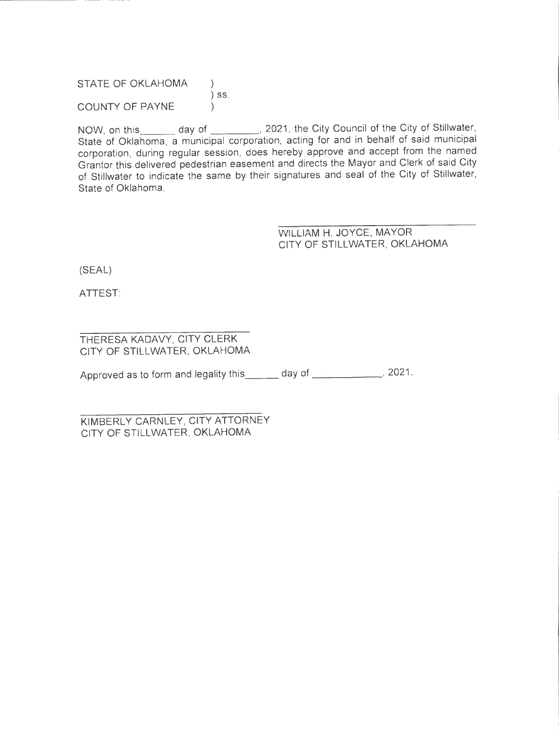STATE OF OKLAHOMA )
) ss.
COUNTY OF PAYNE )

NOW, on this______ day of _________, 2021, the City Council of the City of Stillwater, State of Oklahoma, a municipal corporation, acting for and in behalf of said municipal corporation, during regular session, does hereby approve and accept from the named Grantor this delivered pedestrian easement and directs the Mayor and Clerk of said City of Stillwater to indicate the same by their signatures and seal of the City of Stillwater, State of Oklahoma.

______________________________
WILLIAM H. JOYCE, MAYOR
CITY OF STILLWATER, OKLAHOMA

(SEAL)

ATTEST:

______________________________
THERESA KADAVY, CITY CLERK
CITY OF STILLWATER, OKLAHOMA

Approved as to form and legality this______ day of _____________, 2021.

______________________________
KIMBERLY CARNLEY, CITY ATTORNEY
CITY OF STILLWATER, OKLAHOMA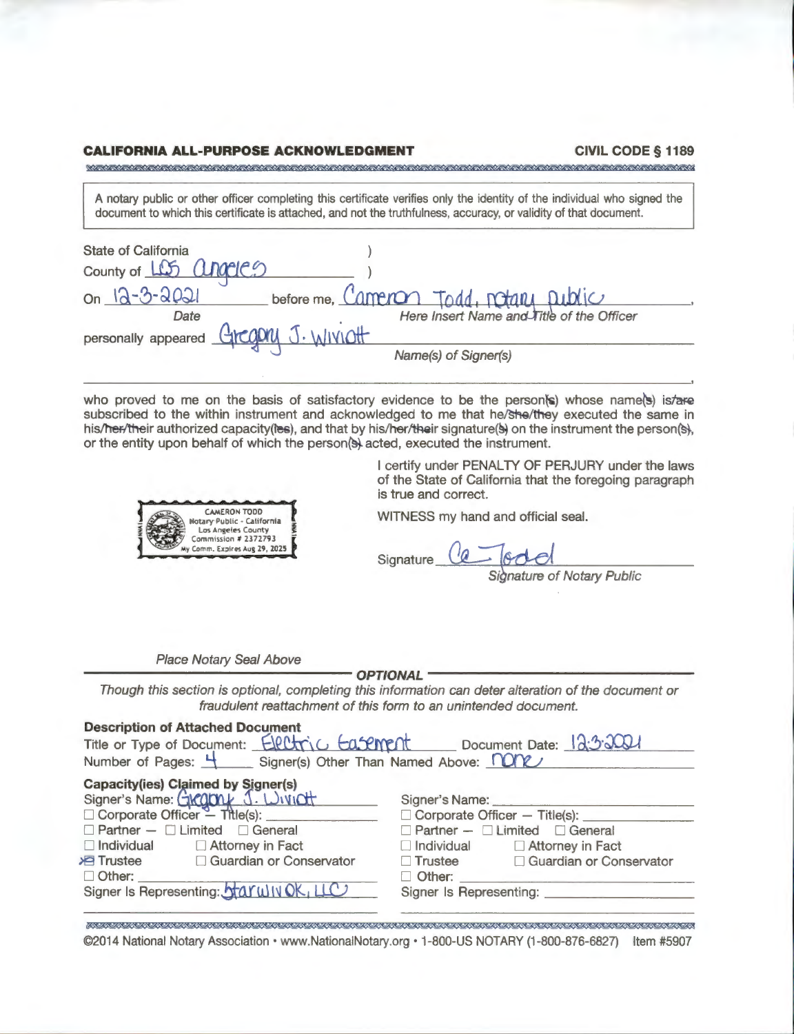**CALIFORNIA ALL-PURPOSE ACKNOWLEDGMENT** **CIVIL CODE § 1189**

A notary public or other officer completing this certificate verifies only the identity of the individual who signed the document to which this certificate is attached, and not the truthfulness, accuracy, or validity of that document.

State of California )
County of Los Angeles )

On 12-3-2021 before me, Cameron Todd, notary public,
*Date* *Here Insert Name and Title of the Officer*

personally appeared Gregory J. Winiott
*Name(s) of Signer(s)*

who proved to me on the basis of satisfactory evidence to be the person~~(s)~~ whose name~~(s)~~ is~~/are~~ subscribed to the within instrument and acknowledged to me that he~~/she/they~~ executed the same in his~~/her/their~~ authorized capacity~~(ies)~~, and that by his~~/her/their~~ signature~~(s)~~ on the instrument the person~~(s)~~, or the entity upon behalf of which the person~~(s)~~ acted, executed the instrument.

I certify under PENALTY OF PERJURY under the laws of the State of California that the foregoing paragraph is true and correct.

WITNESS my hand and official seal.

CAMERON TODD
Notary Public - California
Los Angeles County
Commission # 2372793
My Comm. Expires Aug 29, 2025

Signature Ce Todd
*Signature of Notary Public*

*Place Notary Seal Above*

**OPTIONAL**

*Though this section is optional, completing this information can deter alteration of the document or fraudulent reattachment of this form to an unintended document.*

**Description of Attached Document**
Title or Type of Document: Electric Easement Document Date: 12.3.2021
Number of Pages: 4 Signer(s) Other Than Named Above: none

**Capacity(ies) Claimed by Signer(s)**

| | |
|---|---|
| Signer's Name: Gregory J. Winiott | Signer's Name: |
| ☐ Corporate Officer — Title(s): | ☐ Corporate Officer — Title(s): |
| ☐ Partner — ☐ Limited ☐ General | ☐ Partner — ☐ Limited ☐ General |
| ☐ Individual ☐ Attorney in Fact | ☐ Individual ☐ Attorney in Fact |
| ☒ Trustee ☐ Guardian or Conservator | ☐ Trustee ☐ Guardian or Conservator |
| ☐ Other: | ☐ Other: |
| Signer Is Representing: Starwinok, LLC | Signer Is Representing: |

©2014 National Notary Association • www.NationalNotary.org • 1-800-US NOTARY (1-800-876-6827) Item #5907